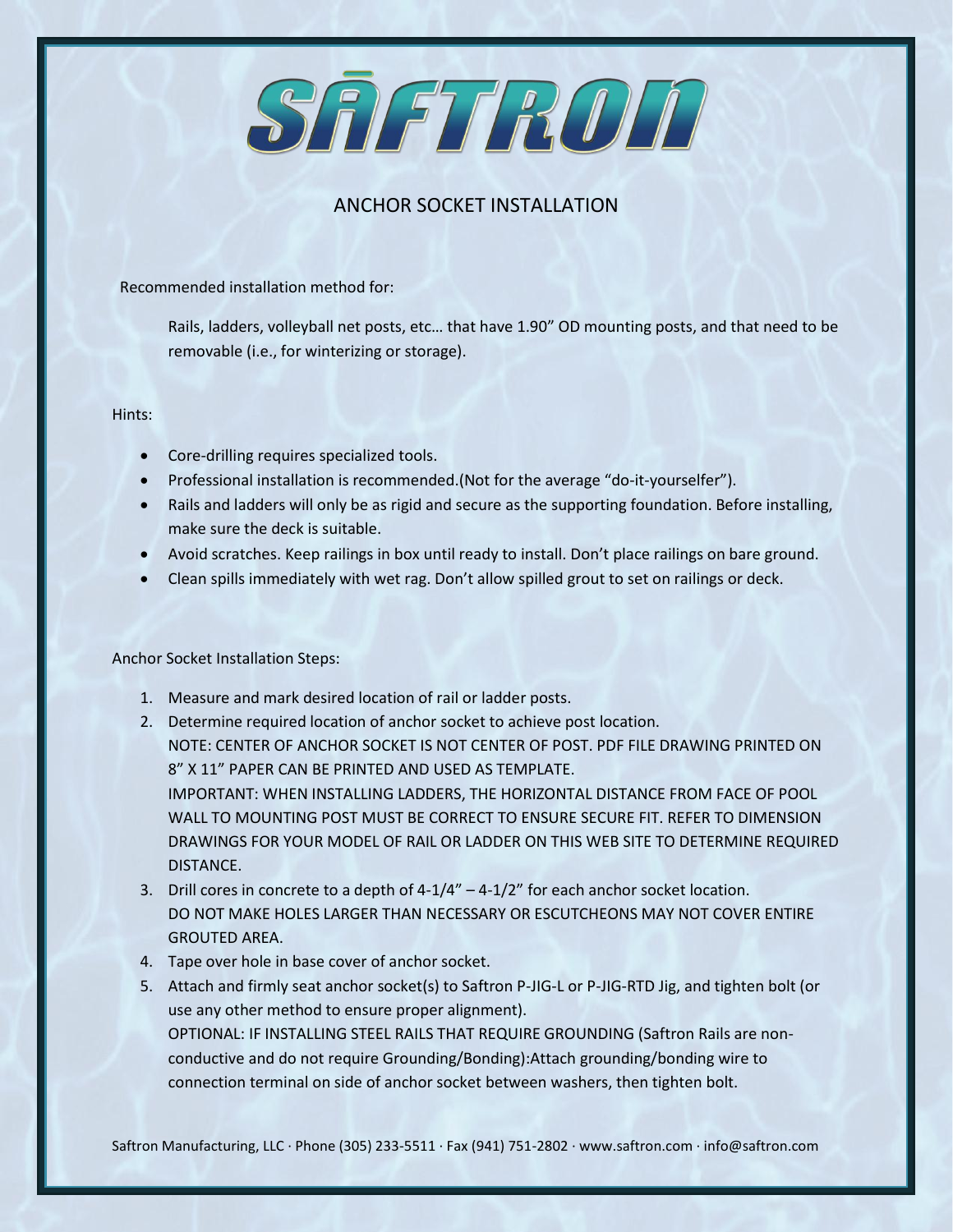# SĀFTRON

## ANCHOR SOCKET INSTALLATION

Recommended installation method for:

Rails, ladders, volleyball net posts, etc… that have 1.90" OD mounting posts, and that need to be removable (i.e., for winterizing or storage).

Hints:

- Core-drilling requires specialized tools.
- Professional installation is recommended.(Not for the average "do-it-yourselfer").
- Rails and ladders will only be as rigid and secure as the supporting foundation. Before installing, make sure the deck is suitable.
- Avoid scratches. Keep railings in box until ready to install. Don't place railings on bare ground.
- Clean spills immediately with wet rag. Don't allow spilled grout to set on railings or deck.

Anchor Socket Installation Steps:

1. Measure and mark desired location of rail or ladder posts.
2. Determine required location of anchor socket to achieve post location.
   NOTE: CENTER OF ANCHOR SOCKET IS NOT CENTER OF POST. PDF FILE DRAWING PRINTED ON 8" X 11" PAPER CAN BE PRINTED AND USED AS TEMPLATE.
   IMPORTANT: WHEN INSTALLING LADDERS, THE HORIZONTAL DISTANCE FROM FACE OF POOL WALL TO MOUNTING POST MUST BE CORRECT TO ENSURE SECURE FIT. REFER TO DIMENSION DRAWINGS FOR YOUR MODEL OF RAIL OR LADDER ON THIS WEB SITE TO DETERMINE REQUIRED DISTANCE.
3. Drill cores in concrete to a depth of 4-1/4" – 4-1/2" for each anchor socket location.
   DO NOT MAKE HOLES LARGER THAN NECESSARY OR ESCUTCHEONS MAY NOT COVER ENTIRE GROUTED AREA.
4. Tape over hole in base cover of anchor socket.
5. Attach and firmly seat anchor socket(s) to Saftron P-JIG-L or P-JIG-RTD Jig, and tighten bolt (or use any other method to ensure proper alignment).
   OPTIONAL: IF INSTALLING STEEL RAILS THAT REQUIRE GROUNDING (Saftron Rails are non-conductive and do not require Grounding/Bonding):Attach grounding/bonding wire to connection terminal on side of anchor socket between washers, then tighten bolt.

Saftron Manufacturing, LLC · Phone (305) 233-5511 · Fax (941) 751-2802 · www.saftron.com · info@saftron.com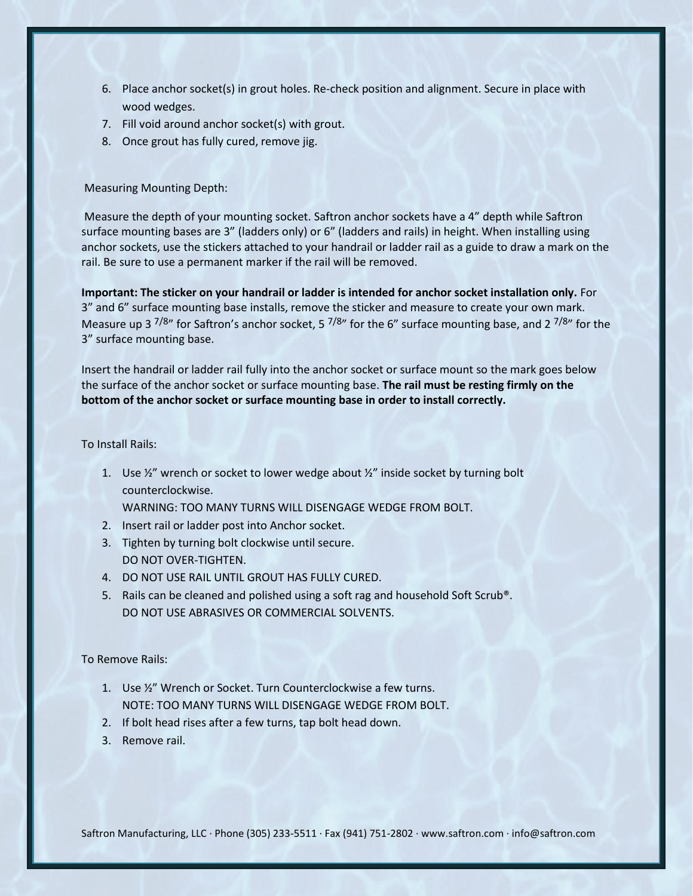6. Place anchor socket(s) in grout holes. Re-check position and alignment. Secure in place with wood wedges.
7. Fill void around anchor socket(s) with grout.
8. Once grout has fully cured, remove jig.

Measuring Mounting Depth:

Measure the depth of your mounting socket. Saftron anchor sockets have a 4" depth while Saftron surface mounting bases are 3" (ladders only) or 6" (ladders and rails) in height. When installing using anchor sockets, use the stickers attached to your handrail or ladder rail as a guide to draw a mark on the rail. Be sure to use a permanent marker if the rail will be removed.

**Important: The sticker on your handrail or ladder is intended for anchor socket installation only.** For 3" and 6" surface mounting base installs, remove the sticker and measure to create your own mark. Measure up 3 7/8" for Saftron's anchor socket, 5 7/8" for the 6" surface mounting base, and 2 7/8" for the 3" surface mounting base.

Insert the handrail or ladder rail fully into the anchor socket or surface mount so the mark goes below the surface of the anchor socket or surface mounting base. **The rail must be resting firmly on the bottom of the anchor socket or surface mounting base in order to install correctly.**

To Install Rails:

1. Use ½" wrench or socket to lower wedge about ½" inside socket by turning bolt counterclockwise.
   WARNING: TOO MANY TURNS WILL DISENGAGE WEDGE FROM BOLT.
2. Insert rail or ladder post into Anchor socket.
3. Tighten by turning bolt clockwise until secure.
   DO NOT OVER-TIGHTEN.
4. DO NOT USE RAIL UNTIL GROUT HAS FULLY CURED.
5. Rails can be cleaned and polished using a soft rag and household Soft Scrub®.
   DO NOT USE ABRASIVES OR COMMERCIAL SOLVENTS.

To Remove Rails:

1. Use ½" Wrench or Socket. Turn Counterclockwise a few turns.
   NOTE: TOO MANY TURNS WILL DISENGAGE WEDGE FROM BOLT.
2. If bolt head rises after a few turns, tap bolt head down.
3. Remove rail.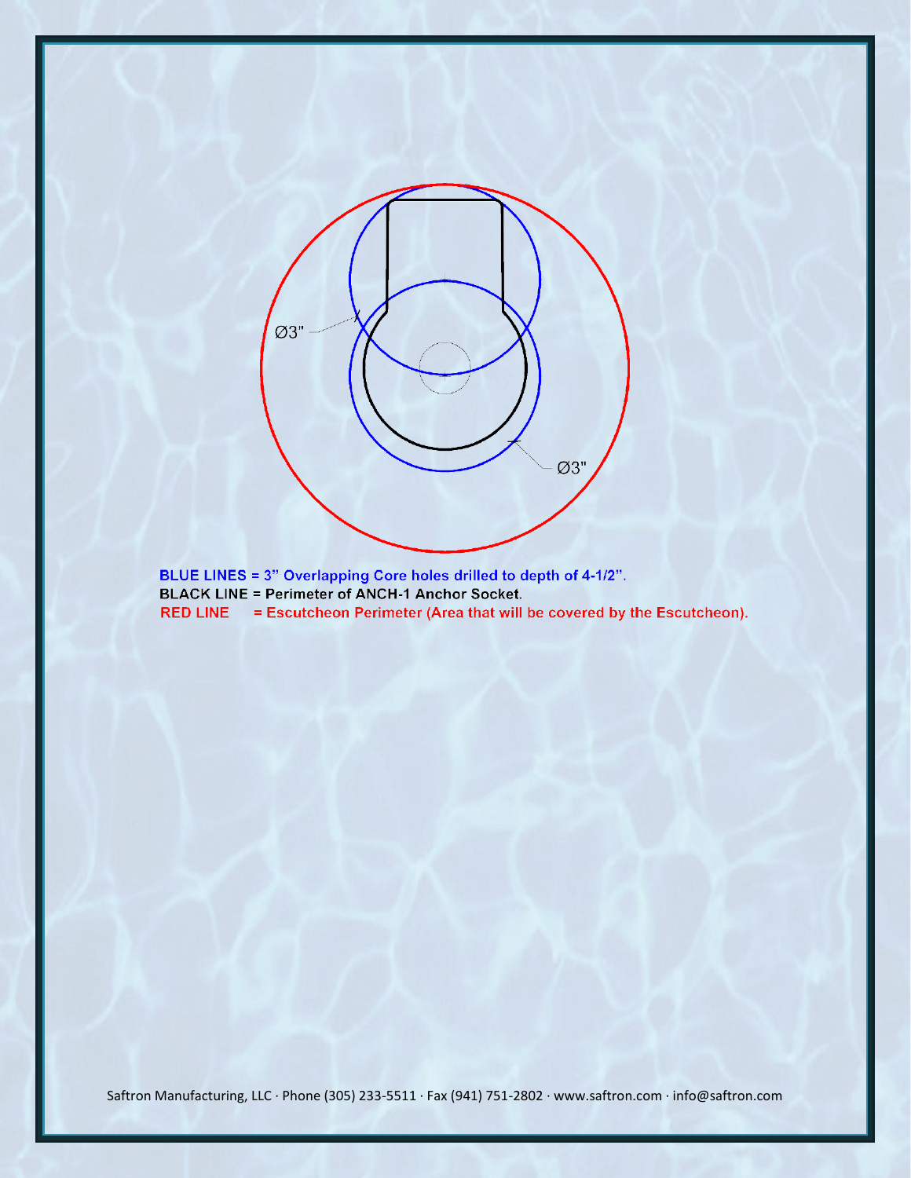Ø3"

Ø3"

**BLUE LINES = 3" Overlapping Core holes drilled to depth of 4-1/2".**

**BLACK LINE = Perimeter of ANCH-1 Anchor Socket.**

**RED LINE = Escutcheon Perimeter (Area that will be covered by the Escutcheon).**

Saftron Manufacturing, LLC · Phone (305) 233-5511 · Fax (941) 751-2802 · www.saftron.com · info@saftron.com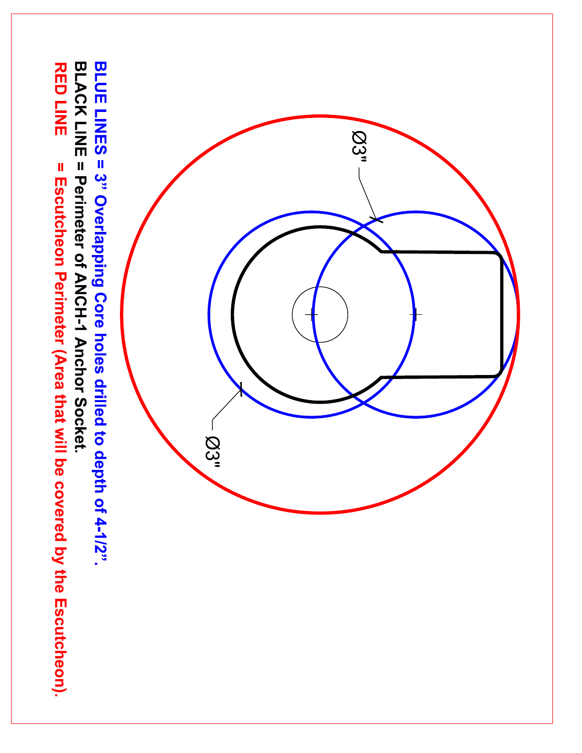Ø3"

Ø3"

BLUE LINES = 3" Overlapping Core holes drilled to depth of 4-1/2".

BLACK LINE = Perimeter of ANCH-1 Anchor Socket.

RED LINE = Escutcheon Perimeter (Area that will be covered by the Escutcheon).